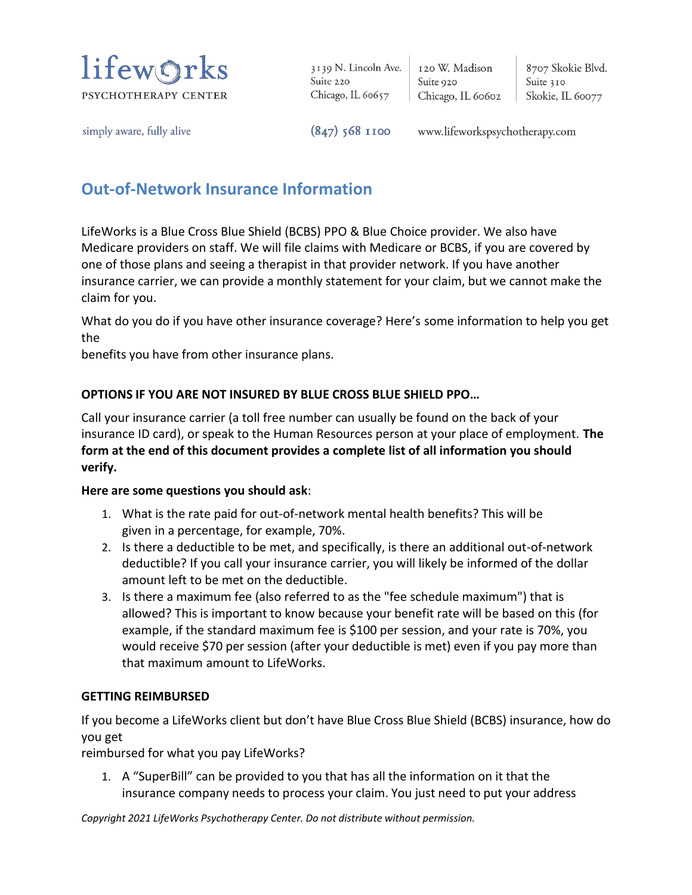# lifeworks

PSYCHOTHERAPY CENTER

3139 N. Lincoln Ave.
Suite 220
Chicago, IL 60657

120 W. Madison
Suite 920
Chicago, IL 60602

8707 Skokie Blvd.
Suite 310
Skokie, IL 60077

simply aware, fully alive

(847) 568 1100

www.lifeworkspsychotherapy.com

## Out-of-Network Insurance Information

LifeWorks is a Blue Cross Blue Shield (BCBS) PPO & Blue Choice provider. We also have Medicare providers on staff. We will file claims with Medicare or BCBS, if you are covered by one of those plans and seeing a therapist in that provider network. If you have another insurance carrier, we can provide a monthly statement for your claim, but we cannot make the claim for you.

What do you do if you have other insurance coverage? Here's some information to help you get the benefits you have from other insurance plans.

**OPTIONS IF YOU ARE NOT INSURED BY BLUE CROSS BLUE SHIELD PPO…**

Call your insurance carrier (a toll free number can usually be found on the back of your insurance ID card), or speak to the Human Resources person at your place of employment. **The form at the end of this document provides a complete list of all information you should verify.**

**Here are some questions you should ask**:

1. What is the rate paid for out-of-network mental health benefits? This will be given in a percentage, for example, 70%.
2. Is there a deductible to be met, and specifically, is there an additional out-of-network deductible? If you call your insurance carrier, you will likely be informed of the dollar amount left to be met on the deductible.
3. Is there a maximum fee (also referred to as the "fee schedule maximum") that is allowed? This is important to know because your benefit rate will be based on this (for example, if the standard maximum fee is $100 per session, and your rate is 70%, you would receive $70 per session (after your deductible is met) even if you pay more than that maximum amount to LifeWorks.

**GETTING REIMBURSED**

If you become a LifeWorks client but don't have Blue Cross Blue Shield (BCBS) insurance, how do you get reimbursed for what you pay LifeWorks?

1. A "SuperBill" can be provided to you that has all the information on it that the insurance company needs to process your claim. You just need to put your address

*Copyright 2021 LifeWorks Psychotherapy Center. Do not distribute without permission.*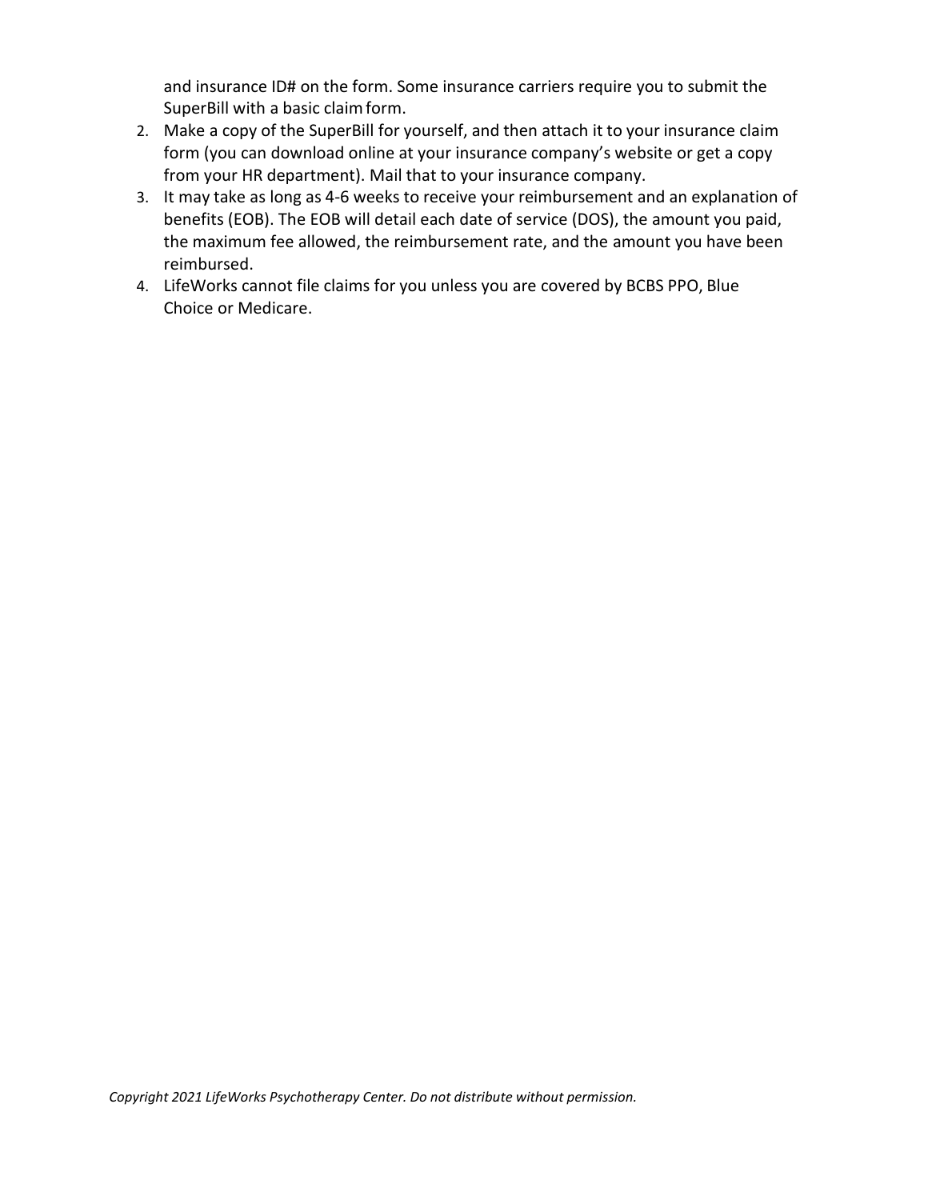and insurance ID# on the form. Some insurance carriers require you to submit the SuperBill with a basic claim form.

2. Make a copy of the SuperBill for yourself, and then attach it to your insurance claim form (you can download online at your insurance company's website or get a copy from your HR department). Mail that to your insurance company.
3. It may take as long as 4-6 weeks to receive your reimbursement and an explanation of benefits (EOB). The EOB will detail each date of service (DOS), the amount you paid, the maximum fee allowed, the reimbursement rate, and the amount you have been reimbursed.
4. LifeWorks cannot file claims for you unless you are covered by BCBS PPO, Blue Choice or Medicare.

*Copyright 2021 LifeWorks Psychotherapy Center. Do not distribute without permission.*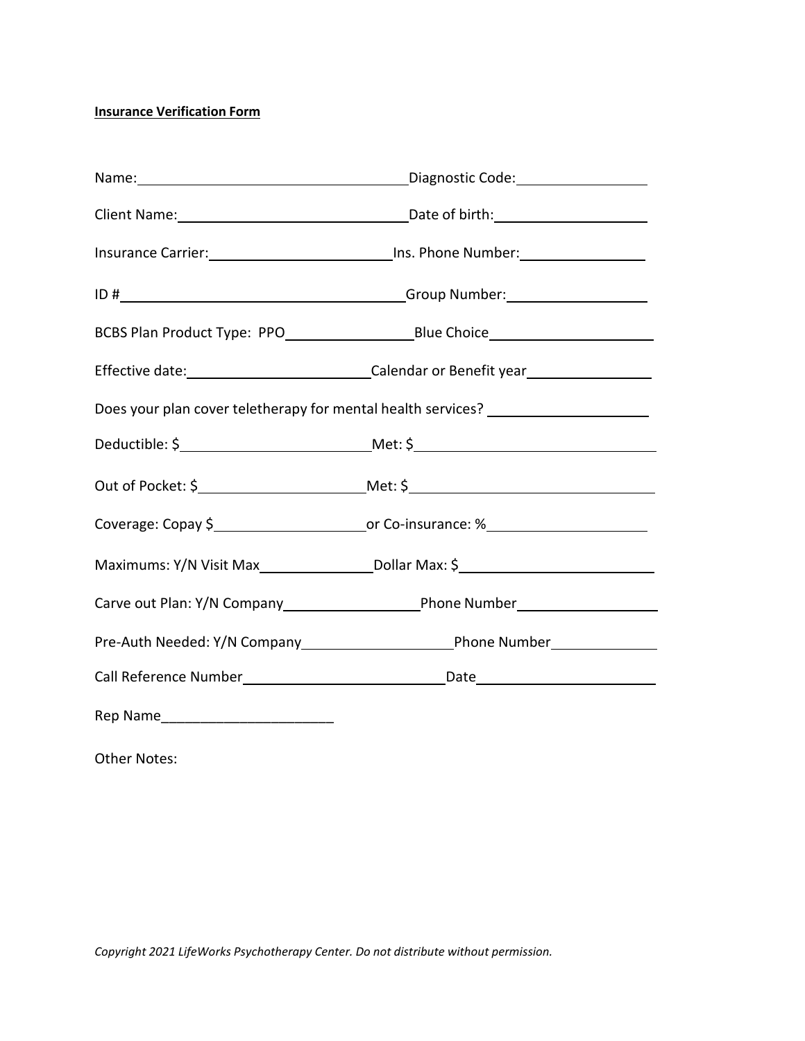**Insurance Verification Form**

Name: ____________________ Diagnostic Code: ____________________

Client Name: ____________________ Date of birth: ____________________

Insurance Carrier: ____________________ Ins. Phone Number: ____________________

ID # ____________________ Group Number: ____________________

BCBS Plan Product Type: PPO ____________________ Blue Choice ____________________

Effective date: ____________________ Calendar or Benefit year ____________________

Does your plan cover teletherapy for mental health services? ____________________

Deductible: $ ____________________ Met: $ ____________________

Out of Pocket: $ ____________________ Met: $ ____________________

Coverage: Copay $ ____________________ or Co-insurance: % ____________________

Maximums: Y/N Visit Max ____________________ Dollar Max: $ ____________________

Carve out Plan: Y/N Company ____________________ Phone Number ____________________

Pre-Auth Needed: Y/N Company ____________________ Phone Number ____________________

Call Reference Number ____________________ Date ____________________

Rep Name______________________

Other Notes:

*Copyright 2021 LifeWorks Psychotherapy Center. Do not distribute without permission.*